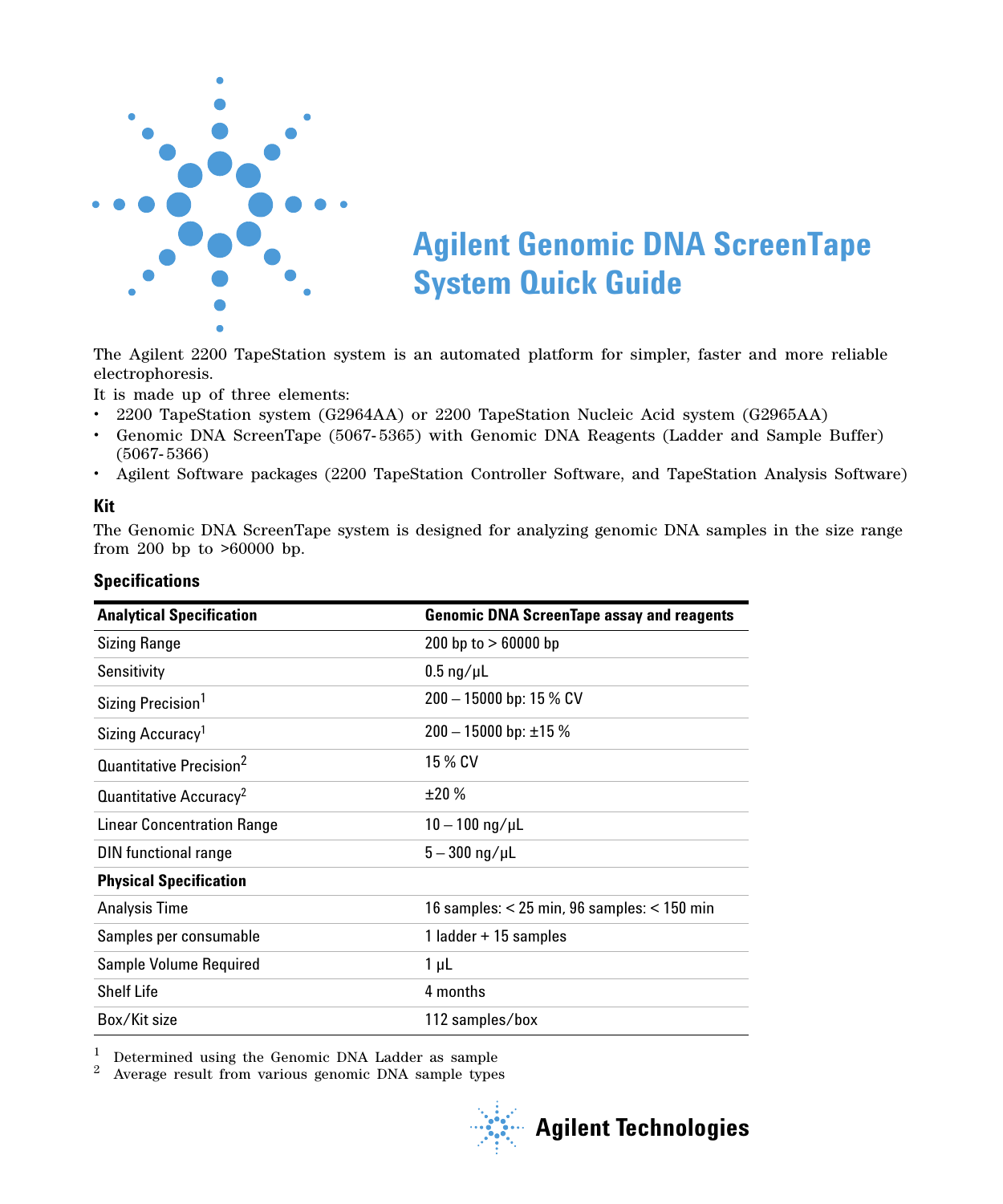# Agilent Genomic DNA ScreenTape System Quick Guide

The Agilent 2200 TapeStation system is an automated platform for simpler, faster and more reliable electrophoresis.

It is made up of three elements:

- 2200 TapeStation system (G2964AA) or 2200 TapeStation Nucleic Acid system (G2965AA)
- Genomic DNA ScreenTape (5067-5365) with Genomic DNA Reagents (Ladder and Sample Buffer) (5067-5366)
- Agilent Software packages (2200 TapeStation Controller Software, and TapeStation Analysis Software)

### Kit

The Genomic DNA ScreenTape system is designed for analyzing genomic DNA samples in the size range from 200 bp to >60000 bp.

### Specifications

| Analytical Specification | Genomic DNA ScreenTape assay and reagents |
|---|---|
| Sizing Range | 200 bp to > 60000 bp |
| Sensitivity | 0.5 ng/µL |
| Sizing Precision[1] | 200 – 15000 bp: 15 % CV |
| Sizing Accuracy[1] | 200 – 15000 bp: ±15 % |
| Quantitative Precision[2] | 15 % CV |
| Quantitative Accuracy[2] | ±20 % |
| Linear Concentration Range | 10 – 100 ng/µL |
| DIN functional range | 5 – 300 ng/µL |
| **Physical Specification** | |
| Analysis Time | 16 samples: < 25 min, 96 samples: < 150 min |
| Samples per consumable | 1 ladder + 15 samples |
| Sample Volume Required | 1 µL |
| Shelf Life | 4 months |
| Box/Kit size | 112 samples/box |

[1] Determined using the Genomic DNA Ladder as sample

[2] Average result from various genomic DNA sample types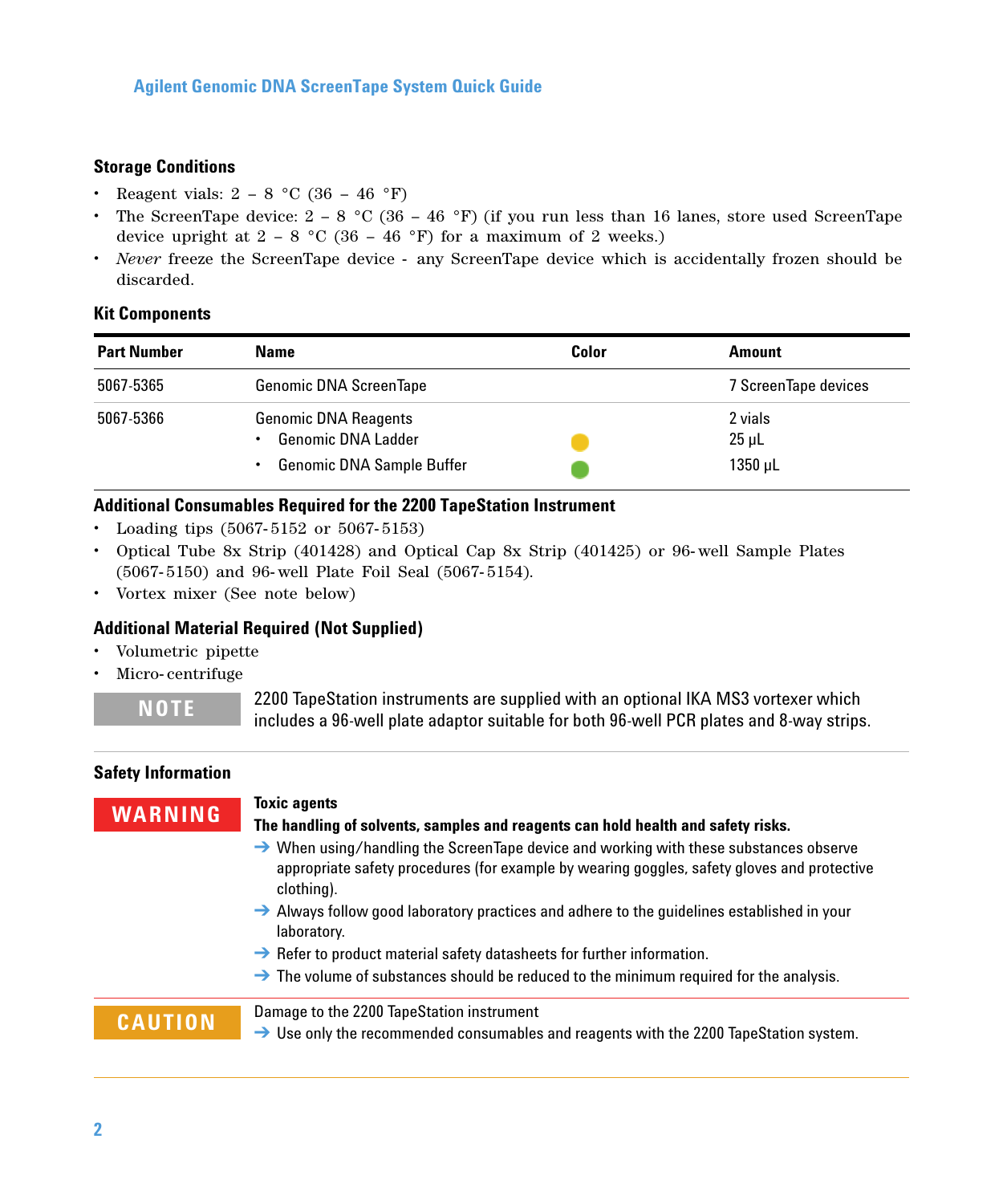### Storage Conditions

- Reagent vials: 2 – 8 °C (36 – 46 °F)
- The ScreenTape device: 2 – 8 °C (36 – 46 °F) (if you run less than 16 lanes, store used ScreenTape device upright at 2 – 8 °C (36 – 46 °F) for a maximum of 2 weeks.)
- *Never* freeze the ScreenTape device - any ScreenTape device which is accidentally frozen should be discarded.

### Kit Components

| Part Number | Name | Color | Amount |
|---|---|---|---|
| 5067-5365 | Genomic DNA ScreenTape | | 7 ScreenTape devices |
| 5067-5366 | Genomic DNA Reagents<br>• Genomic DNA Ladder<br>• Genomic DNA Sample Buffer | <br>Yellow<br>Green | 2 vials<br>25 µL<br>1350 µL |

### Additional Consumables Required for the 2200 TapeStation Instrument

- Loading tips (5067-5152 or 5067-5153)
- Optical Tube 8x Strip (401428) and Optical Cap 8x Strip (401425) or 96-well Sample Plates (5067-5150) and 96-well Plate Foil Seal (5067-5154).
- Vortex mixer (See note below)

### Additional Material Required (Not Supplied)

- Volumetric pipette
- Micro-centrifuge

**NOTE** 2200 TapeStation instruments are supplied with an optional IKA MS3 vortexer which includes a 96-well plate adaptor suitable for both 96-well PCR plates and 8-way strips.

### Safety Information

**WARNING**

**Toxic agents**

**The handling of solvents, samples and reagents can hold health and safety risks.**

→ When using/handling the ScreenTape device and working with these substances observe appropriate safety procedures (for example by wearing goggles, safety gloves and protective clothing).

→ Always follow good laboratory practices and adhere to the guidelines established in your laboratory.

→ Refer to product material safety datasheets for further information.

→ The volume of substances should be reduced to the minimum required for the analysis.

**CAUTION**

Damage to the 2200 TapeStation instrument

→ Use only the recommended consumables and reagents with the 2200 TapeStation system.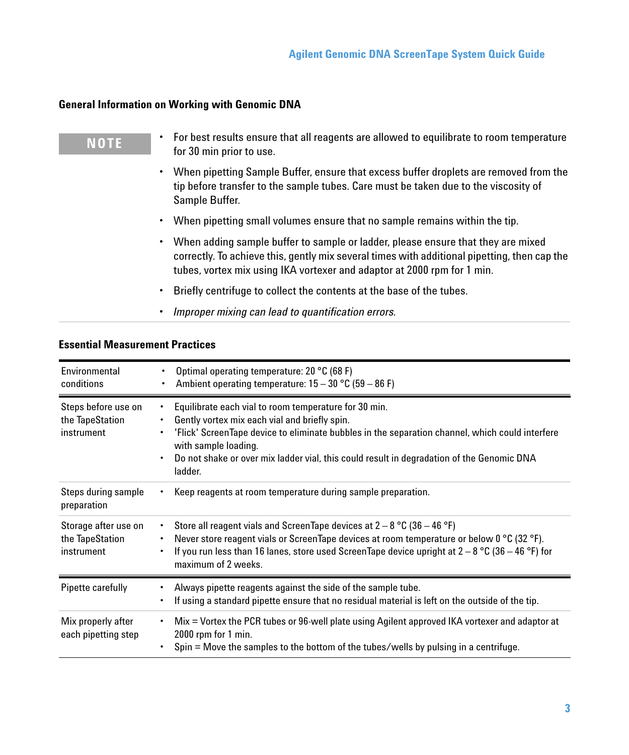### General Information on Working with Genomic DNA

**NOTE**

- For best results ensure that all reagents are allowed to equilibrate to room temperature for 30 min prior to use.
- When pipetting Sample Buffer, ensure that excess buffer droplets are removed from the tip before transfer to the sample tubes. Care must be taken due to the viscosity of Sample Buffer.
- When pipetting small volumes ensure that no sample remains within the tip.
- When adding sample buffer to sample or ladder, please ensure that they are mixed correctly. To achieve this, gently mix several times with additional pipetting, then cap the tubes, vortex mix using IKA vortexer and adaptor at 2000 rpm for 1 min.
- Briefly centrifuge to collect the contents at the base of the tubes.
- *Improper mixing can lead to quantification errors.*

### Essential Measurement Practices

| | |
|---|---|
| Environmental conditions | • Optimal operating temperature: 20 °C (68 F)<br>• Ambient operating temperature: 15 – 30 °C (59 – 86 F) |
| Steps before use on the TapeStation instrument | • Equilibrate each vial to room temperature for 30 min.<br>• Gently vortex mix each vial and briefly spin.<br>• 'Flick' ScreenTape device to eliminate bubbles in the separation channel, which could interfere with sample loading.<br>• Do not shake or over mix ladder vial, this could result in degradation of the Genomic DNA ladder. |
| Steps during sample preparation | • Keep reagents at room temperature during sample preparation. |
| Storage after use on the TapeStation instrument | • Store all reagent vials and ScreenTape devices at 2 – 8 °C (36 – 46 °F)<br>• Never store reagent vials or ScreenTape devices at room temperature or below 0 °C (32 °F).<br>• If you run less than 16 lanes, store used ScreenTape device upright at 2 – 8 °C (36 – 46 °F) for maximum of 2 weeks. |
| Pipette carefully | • Always pipette reagents against the side of the sample tube.<br>• If using a standard pipette ensure that no residual material is left on the outside of the tip. |
| Mix properly after each pipetting step | • Mix = Vortex the PCR tubes or 96-well plate using Agilent approved IKA vortexer and adaptor at 2000 rpm for 1 min.<br>• Spin = Move the samples to the bottom of the tubes/wells by pulsing in a centrifuge. |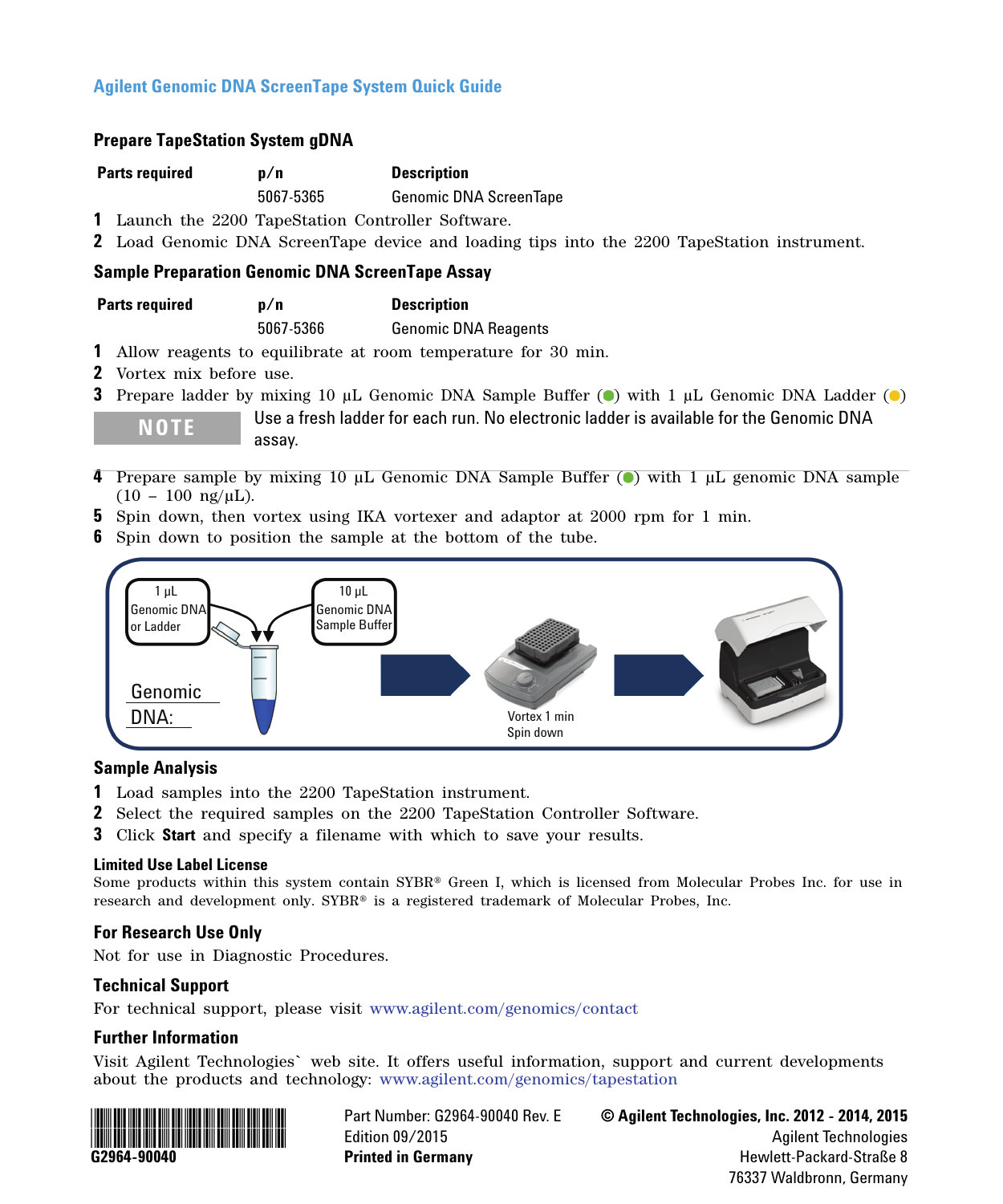# Agilent Genomic DNA ScreenTape System Quick Guide

## Prepare TapeStation System gDNA

| Parts required | p/n | Description |
|---|---|---|
| | 5067-5365 | Genomic DNA ScreenTape |

1. Launch the 2200 TapeStation Controller Software.
2. Load Genomic DNA ScreenTape device and loading tips into the 2200 TapeStation instrument.

## Sample Preparation Genomic DNA ScreenTape Assay

| Parts required | p/n | Description |
|---|---|---|
| | 5067-5366 | Genomic DNA Reagents |

1. Allow reagents to equilibrate at room temperature for 30 min.
2. Vortex mix before use.
3. Prepare ladder by mixing 10 µL Genomic DNA Sample Buffer (●) with 1 µL Genomic DNA Ladder (●)

**NOTE** Use a fresh ladder for each run. No electronic ladder is available for the Genomic DNA assay.

4. Prepare sample by mixing 10 µL Genomic DNA Sample Buffer (●) with 1 µL genomic DNA sample (10 – 100 ng/µL).
5. Spin down, then vortex using IKA vortexer and adaptor at 2000 rpm for 1 min.
6. Spin down to position the sample at the bottom of the tube.

1 µL
Genomic DNA or Ladder

10 µL
Genomic DNA Sample Buffer

Genomic DNA:

Vortex 1 min
Spin down

## Sample Analysis

1. Load samples into the 2200 TapeStation instrument.
2. Select the required samples on the 2200 TapeStation Controller Software.
3. Click **Start** and specify a filename with which to save your results.

### Limited Use Label License

Some products within this system contain SYBR® Green I, which is licensed from Molecular Probes Inc. for use in research and development only. SYBR® is a registered trademark of Molecular Probes, Inc.

## For Research Use Only

Not for use in Diagnostic Procedures.

## Technical Support

For technical support, please visit www.agilent.com/genomics/contact

## Further Information

Visit Agilent Technologies` web site. It offers useful information, support and current developments about the products and technology: www.agilent.com/genomics/tapestation

G2964-90040

Part Number: G2964-90040 Rev. E
Edition 09/2015
**Printed in Germany**

**© Agilent Technologies, Inc. 2012 - 2014, 2015**
Agilent Technologies
Hewlett-Packard-Straße 8
76337 Waldbronn, Germany